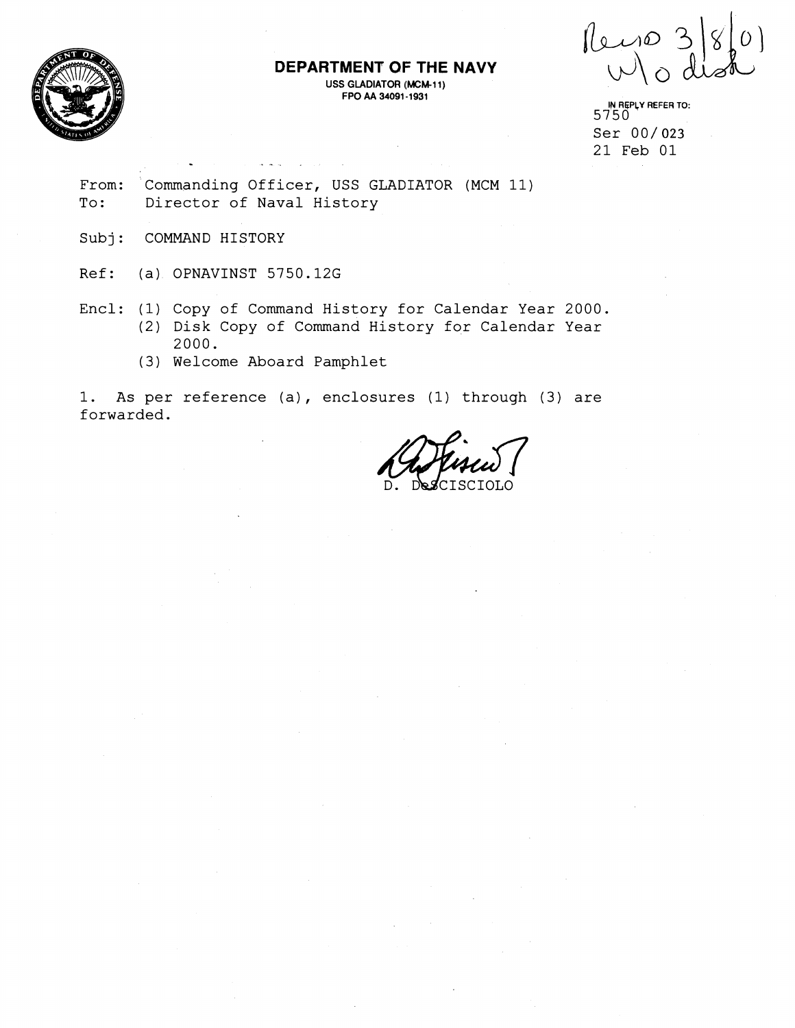# DEPARTMENT OF THE NAVY

USS GLADIATOR (MCM-11)
FPO AA 34091-1931

Recvd 3/8/01
w\o disk

IN REPLY REFER TO:
5750
Ser 00/023
21 Feb 01

From: Commanding Officer, USS GLADIATOR (MCM 11)
To: Director of Naval History

Subj: COMMAND HISTORY

Ref: (a) OPNAVINST 5750.12G

Encl: (1) Copy of Command History for Calendar Year 2000.
(2) Disk Copy of Command History for Calendar Year 2000.
(3) Welcome Aboard Pamphlet

1. As per reference (a), enclosures (1) through (3) are forwarded.

D. DeSCISCIOLO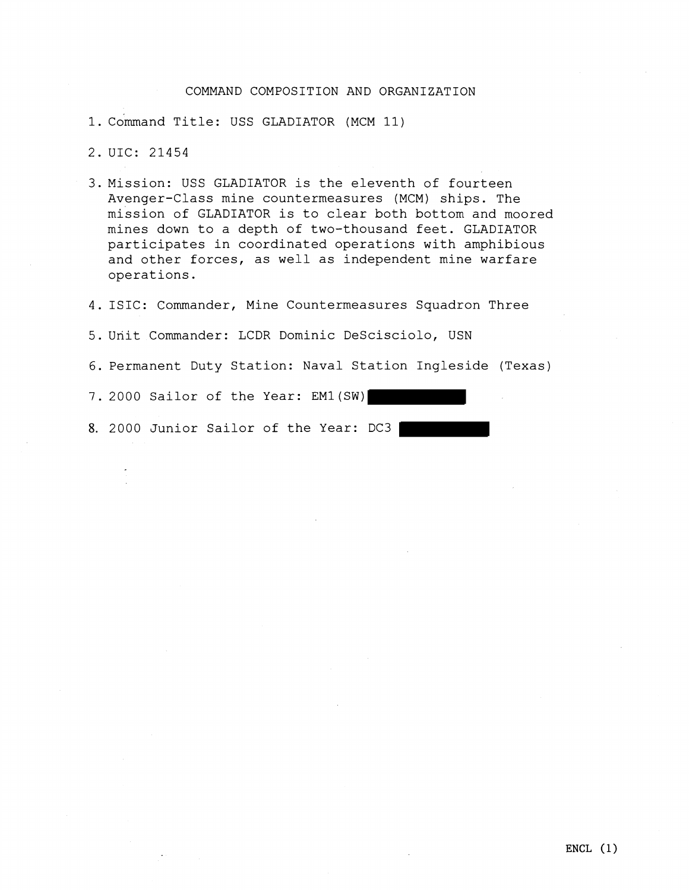# COMMAND COMPOSITION AND ORGANIZATION

1. Command Title: USS GLADIATOR (MCM 11)

2. UIC: 21454

3. Mission: USS GLADIATOR is the eleventh of fourteen Avenger-Class mine countermeasures (MCM) ships. The mission of GLADIATOR is to clear both bottom and moored mines down to a depth of two-thousand feet. GLADIATOR participates in coordinated operations with amphibious and other forces, as well as independent mine warfare operations.

4. ISIC: Commander, Mine Countermeasures Squadron Three

5. Unit Commander: LCDR Dominic DeScisciolo, USN

6. Permanent Duty Station: Naval Station Ingleside (Texas)

7. 2000 Sailor of the Year: EM1(SW) [REDACTED]

8. 2000 Junior Sailor of the Year: DC3 [REDACTED]

ENCL (1)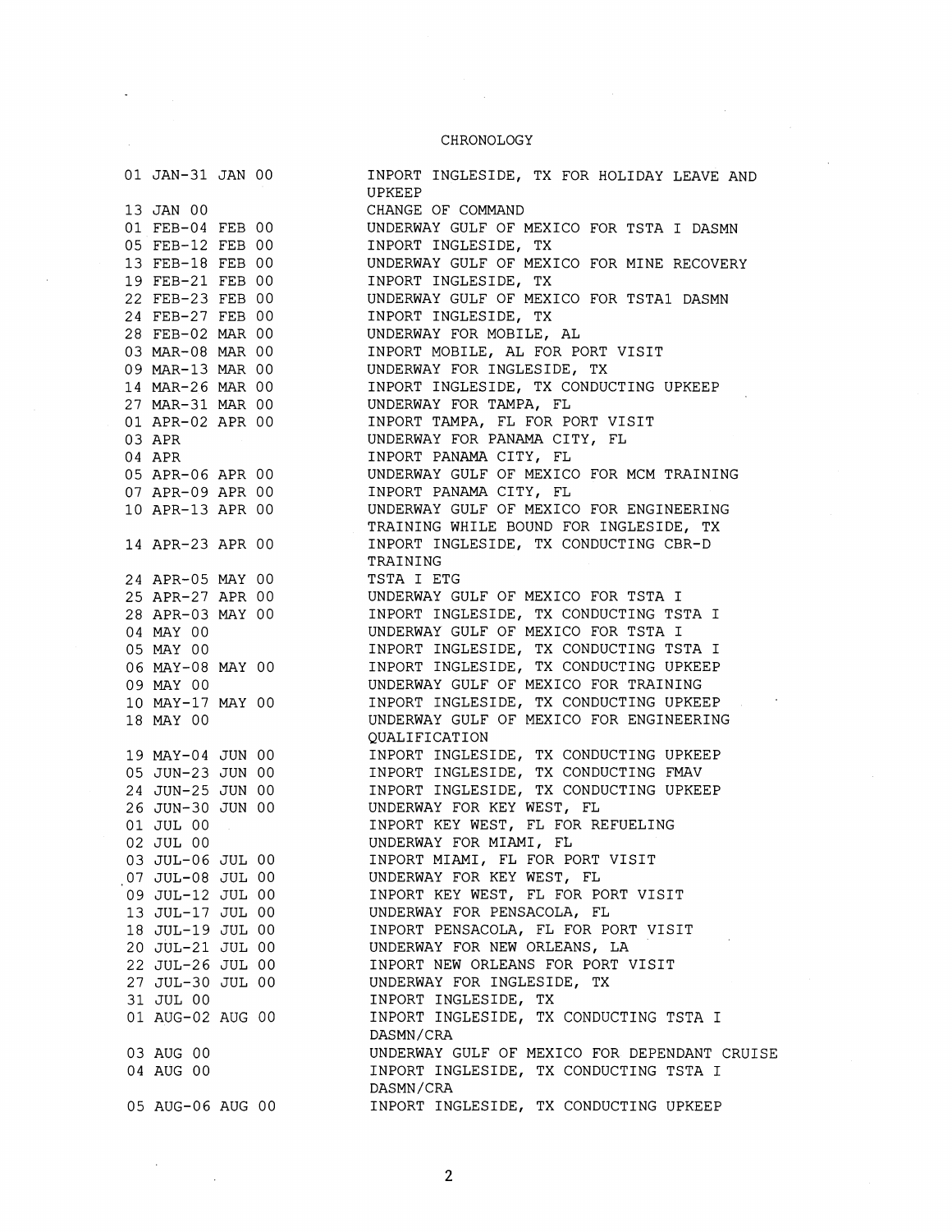# CHRONOLOGY

| | |
|---|---|
| 01 JAN-31 JAN 00 | INPORT INGLESIDE, TX FOR HOLIDAY LEAVE AND UPKEEP |
| 13 JAN 00 | CHANGE OF COMMAND |
| 01 FEB-04 FEB 00 | UNDERWAY GULF OF MEXICO FOR TSTA I DASMN |
| 05 FEB-12 FEB 00 | INPORT INGLESIDE, TX |
| 13 FEB-18 FEB 00 | UNDERWAY GULF OF MEXICO FOR MINE RECOVERY |
| 19 FEB-21 FEB 00 | INPORT INGLESIDE, TX |
| 22 FEB-23 FEB 00 | UNDERWAY GULF OF MEXICO FOR TSTA1 DASMN |
| 24 FEB-27 FEB 00 | INPORT INGLESIDE, TX |
| 28 FEB-02 MAR 00 | UNDERWAY FOR MOBILE, AL |
| 03 MAR-08 MAR 00 | INPORT MOBILE, AL FOR PORT VISIT |
| 09 MAR-13 MAR 00 | UNDERWAY FOR INGLESIDE, TX |
| 14 MAR-26 MAR 00 | INPORT INGLESIDE, TX CONDUCTING UPKEEP |
| 27 MAR-31 MAR 00 | UNDERWAY FOR TAMPA, FL |
| 01 APR-02 APR 00 | INPORT TAMPA, FL FOR PORT VISIT |
| 03 APR | UNDERWAY FOR PANAMA CITY, FL |
| 04 APR | INPORT PANAMA CITY, FL |
| 05 APR-06 APR 00 | UNDERWAY GULF OF MEXICO FOR MCM TRAINING |
| 07 APR-09 APR 00 | INPORT PANAMA CITY, FL |
| 10 APR-13 APR 00 | UNDERWAY GULF OF MEXICO FOR ENGINEERING TRAINING WHILE BOUND FOR INGLESIDE, TX |
| 14 APR-23 APR 00 | INPORT INGLESIDE, TX CONDUCTING CBR-D TRAINING |
| 24 APR-05 MAY 00 | TSTA I ETG |
| 25 APR-27 APR 00 | UNDERWAY GULF OF MEXICO FOR TSTA I |
| 28 APR-03 MAY 00 | INPORT INGLESIDE, TX CONDUCTING TSTA I |
| 04 MAY 00 | UNDERWAY GULF OF MEXICO FOR TSTA I |
| 05 MAY 00 | INPORT INGLESIDE, TX CONDUCTING TSTA I |
| 06 MAY-08 MAY 00 | INPORT INGLESIDE, TX CONDUCTING UPKEEP |
| 09 MAY 00 | UNDERWAY GULF OF MEXICO FOR TRAINING |
| 10 MAY-17 MAY 00 | INPORT INGLESIDE, TX CONDUCTING UPKEEP |
| 18 MAY 00 | UNDERWAY GULF OF MEXICO FOR ENGINEERING QUALIFICATION |
| 19 MAY-04 JUN 00 | INPORT INGLESIDE, TX CONDUCTING UPKEEP |
| 05 JUN-23 JUN 00 | INPORT INGLESIDE, TX CONDUCTING FMAV |
| 24 JUN-25 JUN 00 | INPORT INGLESIDE, TX CONDUCTING UPKEEP |
| 26 JUN-30 JUN 00 | UNDERWAY FOR KEY WEST, FL |
| 01 JUL 00 | INPORT KEY WEST, FL FOR REFUELING |
| 02 JUL 00 | UNDERWAY FOR MIAMI, FL |
| 03 JUL-06 JUL 00 | INPORT MIAMI, FL FOR PORT VISIT |
| 07 JUL-08 JUL 00 | UNDERWAY FOR KEY WEST, FL |
| 09 JUL-12 JUL 00 | INPORT KEY WEST, FL FOR PORT VISIT |
| 13 JUL-17 JUL 00 | UNDERWAY FOR PENSACOLA, FL |
| 18 JUL-19 JUL 00 | INPORT PENSACOLA, FL FOR PORT VISIT |
| 20 JUL-21 JUL 00 | UNDERWAY FOR NEW ORLEANS, LA |
| 22 JUL-26 JUL 00 | INPORT NEW ORLEANS FOR PORT VISIT |
| 27 JUL-30 JUL 00 | UNDERWAY FOR INGLESIDE, TX |
| 31 JUL 00 | INPORT INGLESIDE, TX |
| 01 AUG-02 AUG 00 | INPORT INGLESIDE, TX CONDUCTING TSTA I DASMN/CRA |
| 03 AUG 00 | UNDERWAY GULF OF MEXICO FOR DEPENDANT CRUISE |
| 04 AUG 00 | INPORT INGLESIDE, TX CONDUCTING TSTA I DASMN/CRA |
| 05 AUG-06 AUG 00 | INPORT INGLESIDE, TX CONDUCTING UPKEEP |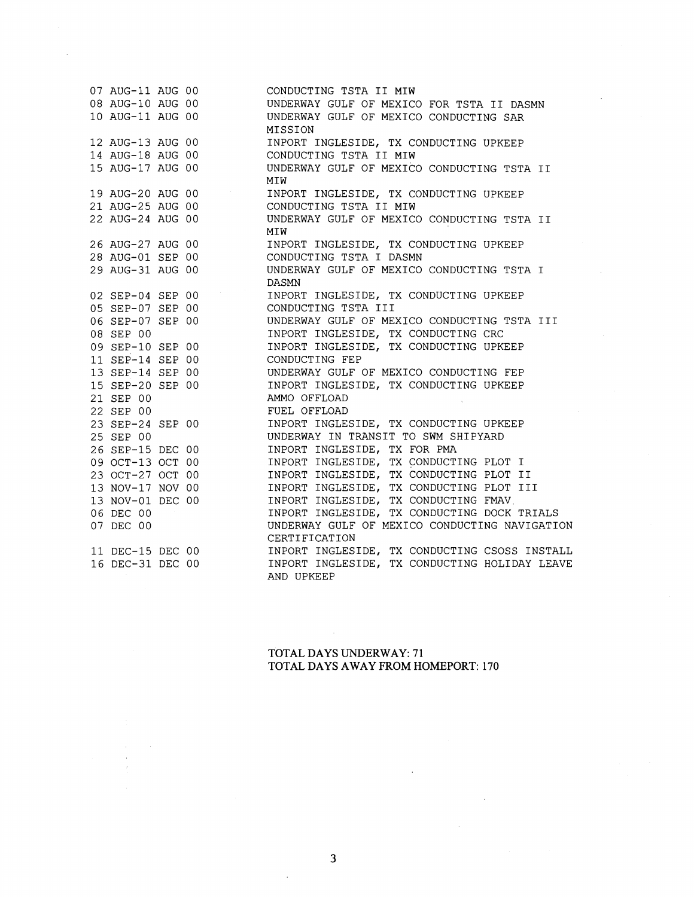| | |
|---|---|
| 07 AUG-11 AUG 00 | CONDUCTING TSTA II MIW |
| 08 AUG-10 AUG 00 | UNDERWAY GULF OF MEXICO FOR TSTA II DASMN |
| 10 AUG-11 AUG 00 | UNDERWAY GULF OF MEXICO CONDUCTING SAR MISSION |
| 12 AUG-13 AUG 00 | INPORT INGLESIDE, TX CONDUCTING UPKEEP |
| 14 AUG-18 AUG 00 | CONDUCTING TSTA II MIW |
| 15 AUG-17 AUG 00 | UNDERWAY GULF OF MEXICO CONDUCTING TSTA II MIW |
| 19 AUG-20 AUG 00 | INPORT INGLESIDE, TX CONDUCTING UPKEEP |
| 21 AUG-25 AUG 00 | CONDUCTING TSTA II MIW |
| 22 AUG-24 AUG 00 | UNDERWAY GULF OF MEXICO CONDUCTING TSTA II MIW |
| 26 AUG-27 AUG 00 | INPORT INGLESIDE, TX CONDUCTING UPKEEP |
| 28 AUG-01 SEP 00 | CONDUCTING TSTA I DASMN |
| 29 AUG-31 AUG 00 | UNDERWAY GULF OF MEXICO CONDUCTING TSTA I DASMN |
| 02 SEP-04 SEP 00 | INPORT INGLESIDE, TX CONDUCTING UPKEEP |
| 05 SEP-07 SEP 00 | CONDUCTING TSTA III |
| 06 SEP-07 SEP 00 | UNDERWAY GULF OF MEXICO CONDUCTING TSTA III |
| 08 SEP 00 | INPORT INGLESIDE, TX CONDUCTING CRC |
| 09 SEP-10 SEP 00 | INPORT INGLESIDE, TX CONDUCTING UPKEEP |
| 11 SEP-14 SEP 00 | CONDUCTING FEP |
| 13 SEP-14 SEP 00 | UNDERWAY GULF OF MEXICO CONDUCTING FEP |
| 15 SEP-20 SEP 00 | INPORT INGLESIDE, TX CONDUCTING UPKEEP |
| 21 SEP 00 | AMMO OFFLOAD |
| 22 SEP 00 | FUEL OFFLOAD |
| 23 SEP-24 SEP 00 | INPORT INGLESIDE, TX CONDUCTING UPKEEP |
| 25 SEP 00 | UNDERWAY IN TRANSIT TO SWM SHIPYARD |
| 26 SEP-15 DEC 00 | INPORT INGLESIDE, TX FOR PMA |
| 09 OCT-13 OCT 00 | INPORT INGLESIDE, TX CONDUCTING PLOT I |
| 23 OCT-27 OCT 00 | INPORT INGLESIDE, TX CONDUCTING PLOT II |
| 13 NOV-17 NOV 00 | INPORT INGLESIDE, TX CONDUCTING PLOT III |
| 13 NOV-01 DEC 00 | INPORT INGLESIDE, TX CONDUCTING FMAV |
| 06 DEC 00 | INPORT INGLESIDE, TX CONDUCTING DOCK TRIALS |
| 07 DEC 00 | UNDERWAY GULF OF MEXICO CONDUCTING NAVIGATION CERTIFICATION |
| 11 DEC-15 DEC 00 | INPORT INGLESIDE, TX CONDUCTING CSOSS INSTALL |
| 16 DEC-31 DEC 00 | INPORT INGLESIDE, TX CONDUCTING HOLIDAY LEAVE AND UPKEEP |

TOTAL DAYS UNDERWAY: 71
TOTAL DAYS AWAY FROM HOMEPORT: 170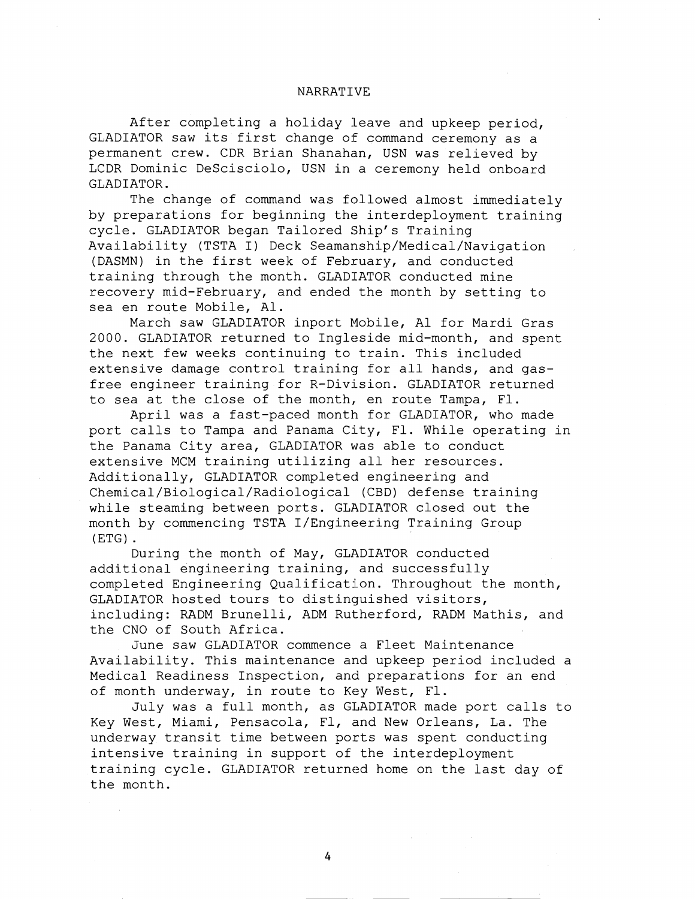# NARRATIVE

After completing a holiday leave and upkeep period, GLADIATOR saw its first change of command ceremony as a permanent crew. CDR Brian Shanahan, USN was relieved by LCDR Dominic DeScisciolo, USN in a ceremony held onboard GLADIATOR.

The change of command was followed almost immediately by preparations for beginning the interdeployment training cycle. GLADIATOR began Tailored Ship's Training Availability (TSTA I) Deck Seamanship/Medical/Navigation (DASMN) in the first week of February, and conducted training through the month. GLADIATOR conducted mine recovery mid-February, and ended the month by setting to sea en route Mobile, Al.

March saw GLADIATOR inport Mobile, Al for Mardi Gras 2000. GLADIATOR returned to Ingleside mid-month, and spent the next few weeks continuing to train. This included extensive damage control training for all hands, and gas-free engineer training for R-Division. GLADIATOR returned to sea at the close of the month, en route Tampa, Fl.

April was a fast-paced month for GLADIATOR, who made port calls to Tampa and Panama City, Fl. While operating in the Panama City area, GLADIATOR was able to conduct extensive MCM training utilizing all her resources. Additionally, GLADIATOR completed engineering and Chemical/Biological/Radiological (CBD) defense training while steaming between ports. GLADIATOR closed out the month by commencing TSTA I/Engineering Training Group (ETG).

During the month of May, GLADIATOR conducted additional engineering training, and successfully completed Engineering Qualification. Throughout the month, GLADIATOR hosted tours to distinguished visitors, including: RADM Brunelli, ADM Rutherford, RADM Mathis, and the CNO of South Africa.

June saw GLADIATOR commence a Fleet Maintenance Availability. This maintenance and upkeep period included a Medical Readiness Inspection, and preparations for an end of month underway, in route to Key West, Fl.

July was a full month, as GLADIATOR made port calls to Key West, Miami, Pensacola, Fl, and New Orleans, La. The underway transit time between ports was spent conducting intensive training in support of the interdeployment training cycle. GLADIATOR returned home on the last day of the month.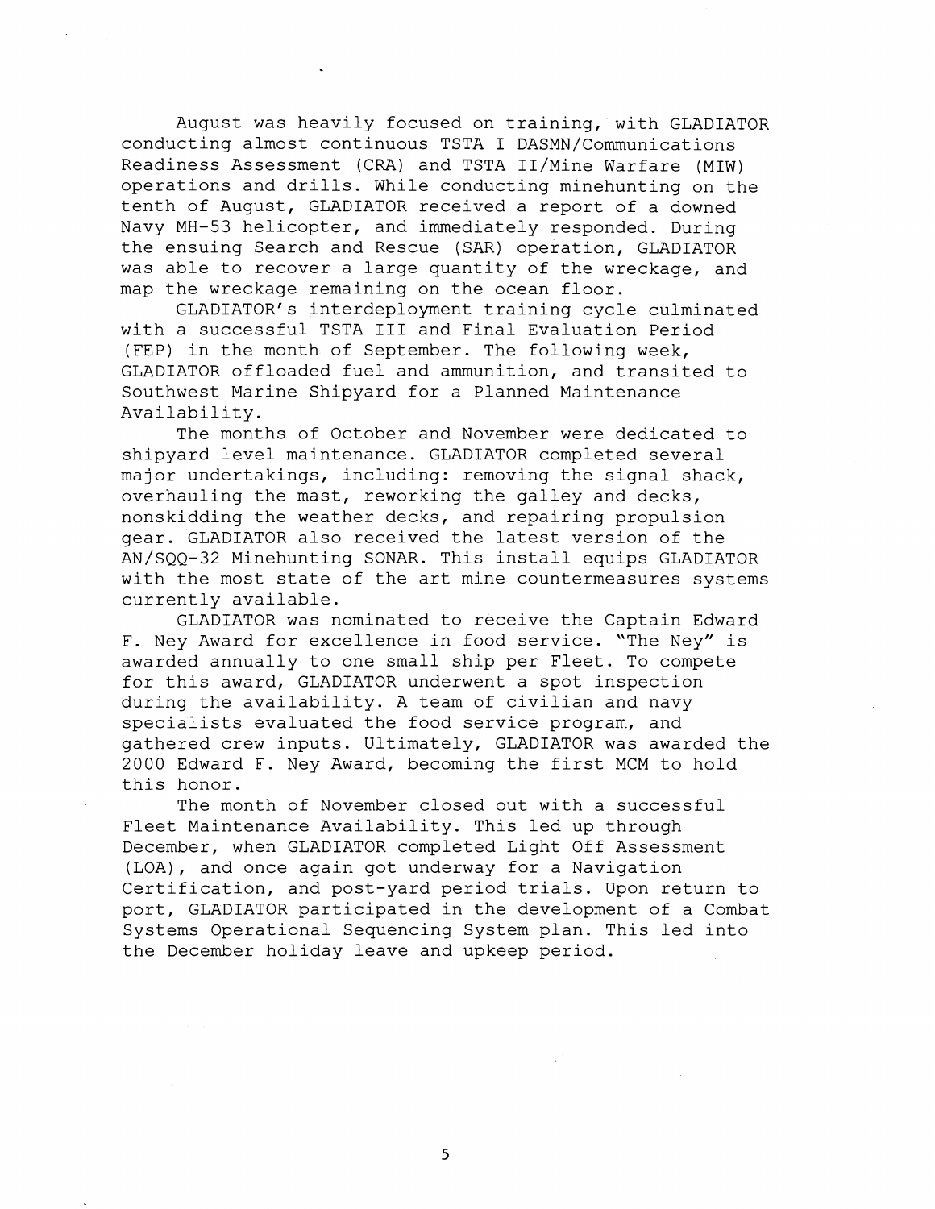August was heavily focused on training, with GLADIATOR conducting almost continuous TSTA I DASMN/Communications Readiness Assessment (CRA) and TSTA II/Mine Warfare (MIW) operations and drills. While conducting minehunting on the tenth of August, GLADIATOR received a report of a downed Navy MH-53 helicopter, and immediately responded. During the ensuing Search and Rescue (SAR) operation, GLADIATOR was able to recover a large quantity of the wreckage, and map the wreckage remaining on the ocean floor.

GLADIATOR's interdeployment training cycle culminated with a successful TSTA III and Final Evaluation Period (FEP) in the month of September. The following week, GLADIATOR offloaded fuel and ammunition, and transited to Southwest Marine Shipyard for a Planned Maintenance Availability.

The months of October and November were dedicated to shipyard level maintenance. GLADIATOR completed several major undertakings, including: removing the signal shack, overhauling the mast, reworking the galley and decks, nonskidding the weather decks, and repairing propulsion gear. GLADIATOR also received the latest version of the AN/SQQ-32 Minehunting SONAR. This install equips GLADIATOR with the most state of the art mine countermeasures systems currently available.

GLADIATOR was nominated to receive the Captain Edward F. Ney Award for excellence in food service. "The Ney" is awarded annually to one small ship per Fleet. To compete for this award, GLADIATOR underwent a spot inspection during the availability. A team of civilian and navy specialists evaluated the food service program, and gathered crew inputs. Ultimately, GLADIATOR was awarded the 2000 Edward F. Ney Award, becoming the first MCM to hold this honor.

The month of November closed out with a successful Fleet Maintenance Availability. This led up through December, when GLADIATOR completed Light Off Assessment (LOA), and once again got underway for a Navigation Certification, and post-yard period trials. Upon return to port, GLADIATOR participated in the development of a Combat Systems Operational Sequencing System plan. This led into the December holiday leave and upkeep period.